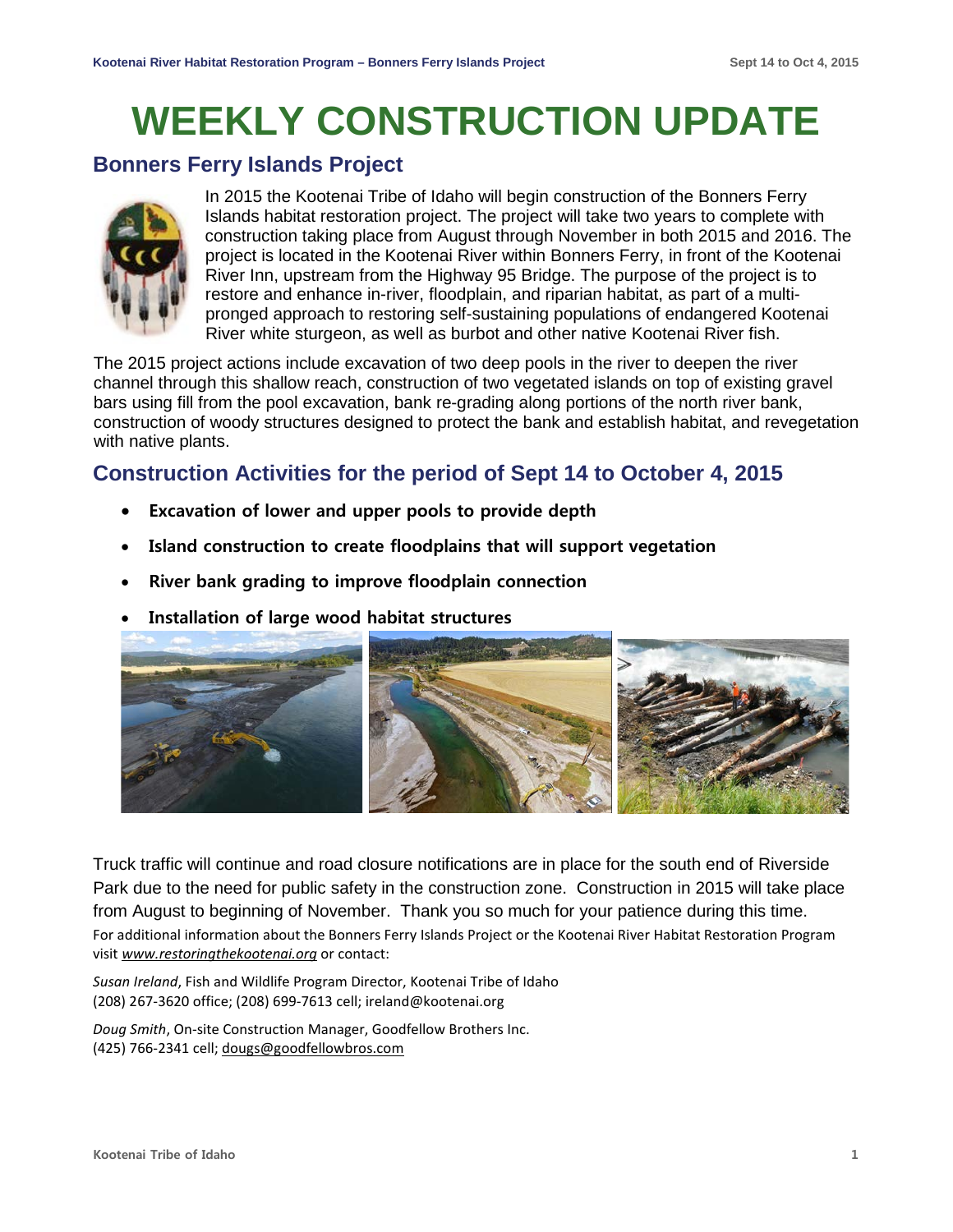# WEEKLY CONSTRUCTION UPDATE

## Bonners Ferry Islands Project

In 2015 the Kootenai Tribe of Idaho will begin construction of the Bonners Ferry Islands habitat restoration project. The project will take two years to complete with construction taking place from August through November in both 2015 and 2016. The project is located in the Kootenai River within Bonners Ferry, in front of the Kootenai River Inn, upstream from the Highway 95 Bridge. The purpose of the project is to restore and enhance in-river, floodplain, and riparian habitat, as part of a multi-pronged approach to restoring self-sustaining populations of endangered Kootenai River white sturgeon, as well as burbot and other native Kootenai River fish.

The 2015 project actions include excavation of two deep pools in the river to deepen the river channel through this shallow reach, construction of two vegetated islands on top of existing gravel bars using fill from the pool excavation, bank re-grading along portions of the north river bank, construction of woody structures designed to protect the bank and establish habitat, and revegetation with native plants.

## Construction Activities for the period of Sept 14 to October 4, 2015

- **Excavation of lower and upper pools to provide depth**
- **Island construction to create floodplains that will support vegetation**
- **River bank grading to improve floodplain connection**
- **Installation of large wood habitat structures**

Truck traffic will continue and road closure notifications are in place for the south end of Riverside Park due to the need for public safety in the construction zone. Construction in 2015 will take place from August to beginning of November. Thank you so much for your patience during this time.

For additional information about the Bonners Ferry Islands Project or the Kootenai River Habitat Restoration Program visit *www.restoringthekootenai.org* or contact:

*Susan Ireland*, Fish and Wildlife Program Director, Kootenai Tribe of Idaho
(208) 267-3620 office; (208) 699-7613 cell; ireland@kootenai.org

*Doug Smith*, On-site Construction Manager, Goodfellow Brothers Inc.
(425) 766-2341 cell; dougs@goodfellowbros.com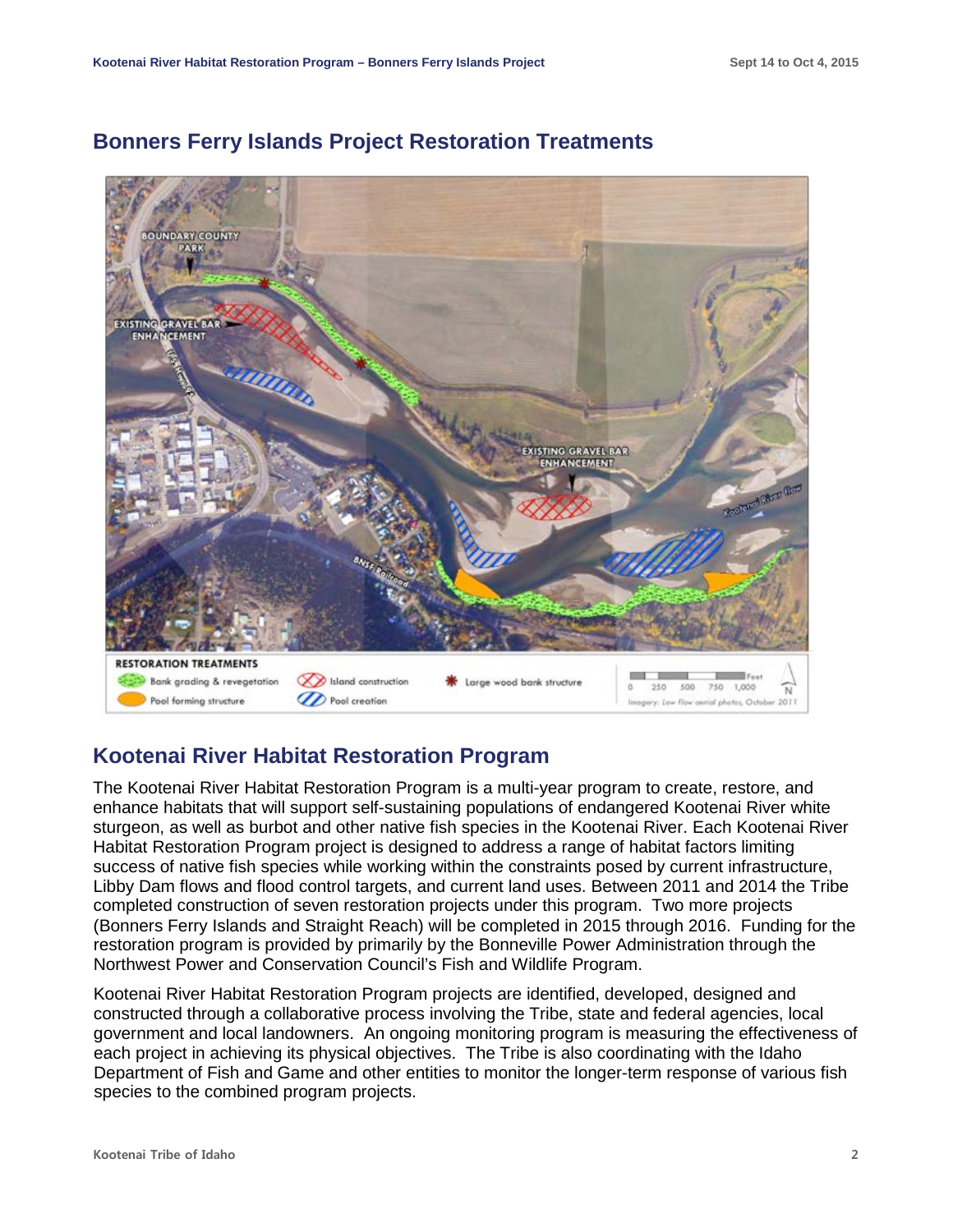## Bonners Ferry Islands Project Restoration Treatments

BOUNDARY COUNTY PARK

EXISTING GRAVEL BAR ENHANCEMENT

US Hwy 95

EXISTING GRAVEL BAR ENHANCEMENT

BNSF Railroad

Kootenai River flow

RESTORATION TREATMENTS

Bank grading & revegetation

Pool forming structure

Island construction

Pool creation

Large wood bank structure

0 250 500 750 1,000 Feet

N

Imagery: Low flow aerial photos, October 2011

## Kootenai River Habitat Restoration Program

The Kootenai River Habitat Restoration Program is a multi-year program to create, restore, and enhance habitats that will support self-sustaining populations of endangered Kootenai River white sturgeon, as well as burbot and other native fish species in the Kootenai River. Each Kootenai River Habitat Restoration Program project is designed to address a range of habitat factors limiting success of native fish species while working within the constraints posed by current infrastructure, Libby Dam flows and flood control targets, and current land uses. Between 2011 and 2014 the Tribe completed construction of seven restoration projects under this program. Two more projects (Bonners Ferry Islands and Straight Reach) will be completed in 2015 through 2016. Funding for the restoration program is provided by primarily by the Bonneville Power Administration through the Northwest Power and Conservation Council's Fish and Wildlife Program.

Kootenai River Habitat Restoration Program projects are identified, developed, designed and constructed through a collaborative process involving the Tribe, state and federal agencies, local government and local landowners. An ongoing monitoring program is measuring the effectiveness of each project in achieving its physical objectives. The Tribe is also coordinating with the Idaho Department of Fish and Game and other entities to monitor the longer-term response of various fish species to the combined program projects.